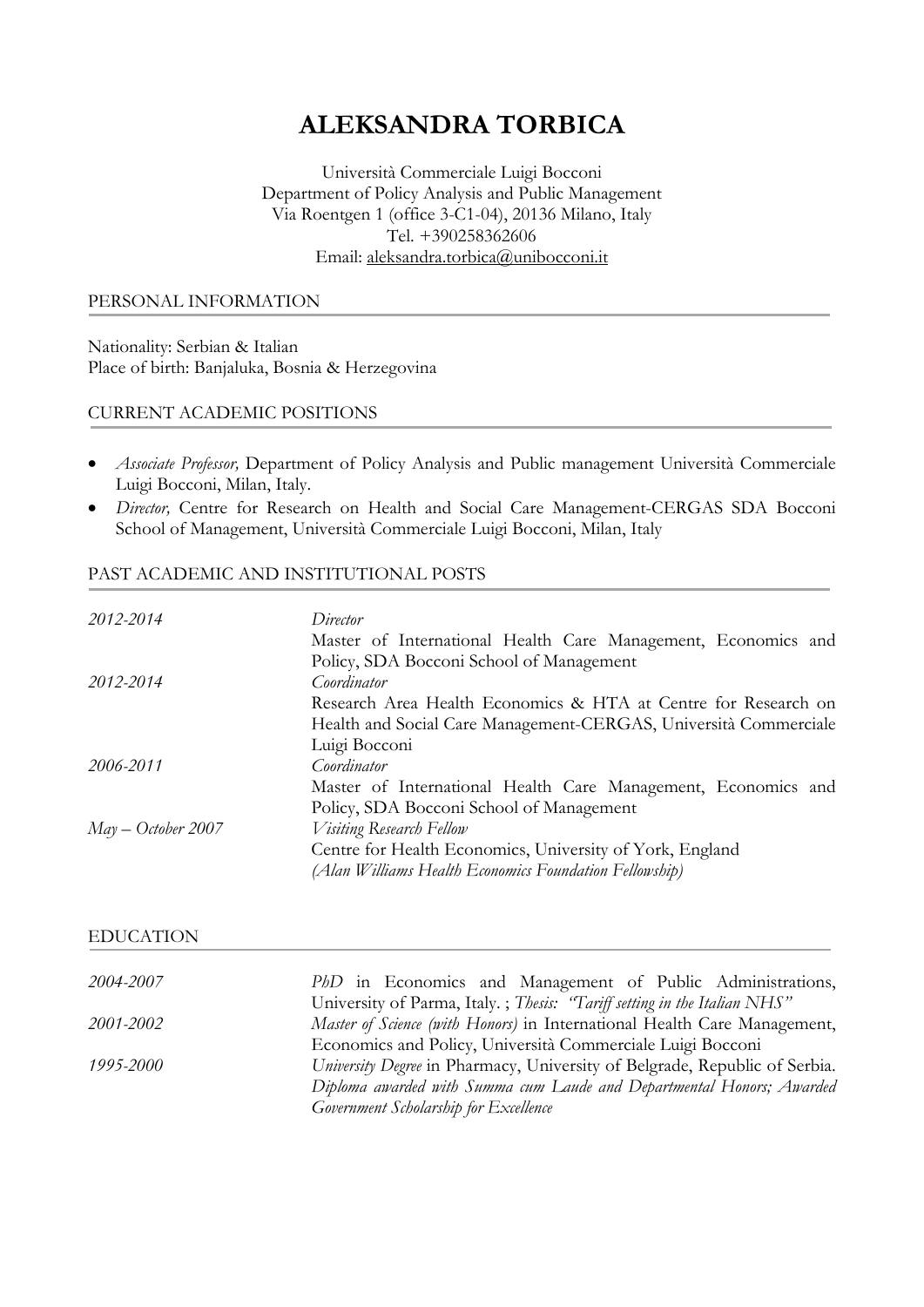# ALEKSANDRA TORBICA

Università Commerciale Luigi Bocconi
Department of Policy Analysis and Public Management
Via Roentgen 1 (office 3-C1-04), 20136 Milano, Italy
Tel. +390258362606
Email: aleksandra.torbica@unibocconi.it

## PERSONAL INFORMATION

Nationality: Serbian & Italian
Place of birth: Banjaluka, Bosnia & Herzegovina

## CURRENT ACADEMIC POSITIONS

- *Associate Professor,* Department of Policy Analysis and Public management Università Commerciale Luigi Bocconi, Milan, Italy.
- *Director,* Centre for Research on Health and Social Care Management-CERGAS SDA Bocconi School of Management, Università Commerciale Luigi Bocconi, Milan, Italy

## PAST ACADEMIC AND INSTITUTIONAL POSTS

| | |
|---|---|
| *2012-2014* | *Director*<br>Master of International Health Care Management, Economics and Policy, SDA Bocconi School of Management |
| *2012-2014* | *Coordinator*<br>Research Area Health Economics & HTA at Centre for Research on Health and Social Care Management-CERGAS, Università Commerciale Luigi Bocconi |
| *2006-2011* | *Coordinator*<br>Master of International Health Care Management, Economics and Policy, SDA Bocconi School of Management |
| *May – October 2007* | *Visiting Research Fellow*<br>Centre for Health Economics, University of York, England<br>*(Alan Williams Health Economics Foundation Fellowship)* |

## EDUCATION

| | |
|---|---|
| *2004-2007* | *PhD* in Economics and Management of Public Administrations, University of Parma, Italy. ; *Thesis: "Tariff setting in the Italian NHS"* |
| *2001-2002* | *Master of Science (with Honors)* in International Health Care Management, Economics and Policy, Università Commerciale Luigi Bocconi |
| *1995-2000* | *University Degree* in Pharmacy, University of Belgrade, Republic of Serbia. *Diploma awarded with Summa cum Laude and Departmental Honors; Awarded Government Scholarship for Excellence* |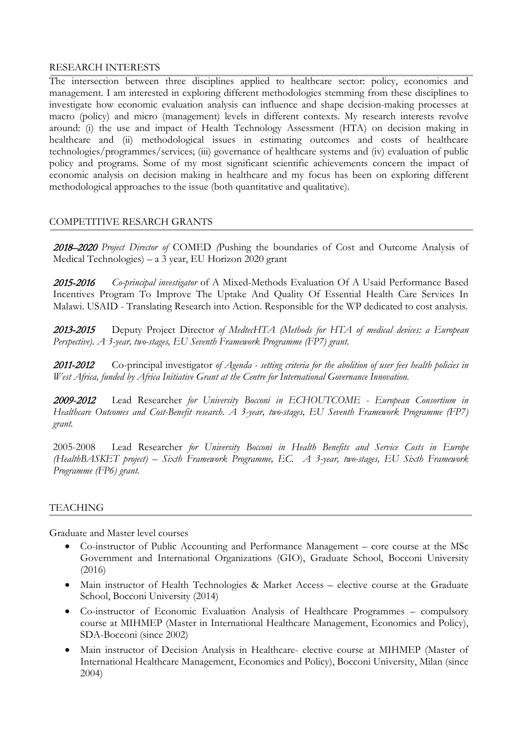## RESEARCH INTERESTS

The intersection between three disciplines applied to healthcare sector: policy, economics and management. I am interested in exploring different methodologies stemming from these disciplines to investigate how economic evaluation analysis can influence and shape decision-making processes at macro (policy) and micro (management) levels in different contexts. My research interests revolve around: (i) the use and impact of Health Technology Assessment (HTA) on decision making in healthcare and (ii) methodological issues in estimating outcomes and costs of healthcare technologies/programmes/services; (iii) governance of healthcare systems and (iv) evaluation of public policy and programs. Some of my most significant scientific achievements concern the impact of economic analysis on decision making in healthcare and my focus has been on exploring different methodological approaches to the issue (both quantitative and qualitative).

## COMPETITIVE RESARCH GRANTS

***2018–2020*** *Project Director of* COMED *(*Pushing the boundaries of Cost and Outcome Analysis of Medical Technologies) – a 3 year, EU Horizon 2020 grant

***2015-2016*** *Co-principal investigator* of A Mixed-Methods Evaluation Of A Usaid Performance Based Incentives Program To Improve The Uptake And Quality Of Essential Health Care Services In Malawi. USAID - Translating Research into Action. Responsible for the WP dedicated to cost analysis.

***2013-2015*** Deputy Project Director *of MedtecHTA (Methods for HTA of medical devices: a European Perspective). A 3-year, two-stages, EU Seventh Framework Programme (FP7) grant.*

***2011-2012*** Co-principal investigator *of Agenda - setting criteria for the abolition of user fees health policies in West Africa, funded by Africa Initiative Grant at the Centre for International Governance Innovation.*

***2009-2012*** Lead Researcher *for University Bocconi in ECHOUTCOME - European Consortium in Healthcare Outcomes and Cost-Benefit research. A 3-year, two-stages, EU Seventh Framework Programme (FP7) grant.*

2005-2008 Lead Researcher *for University Bocconi in Health Benefits and Service Costs in Europe (HealthBASKET project) – Sixth Framework Programme, EC. A 3-year, two-stages, EU Sixth Framework Programme (FP6) grant.*

## TEACHING

Graduate and Master level courses

- Co-instructor of Public Accounting and Performance Management – core course at the MSc Government and International Organizations (GIO), Graduate School, Bocconi University (2016)
- Main instructor of Health Technologies & Market Access – elective course at the Graduate School, Bocconi University (2014)
- Co-instructor of Economic Evaluation Analysis of Healthcare Programmes – compulsory course at MIHMEP (Master in International Healthcare Management, Economics and Policy), SDA-Bocconi (since 2002)
- Main instructor of Decision Analysis in Healthcare- elective course at MIHMEP (Master of International Healthcare Management, Economics and Policy), Bocconi University, Milan (since 2004)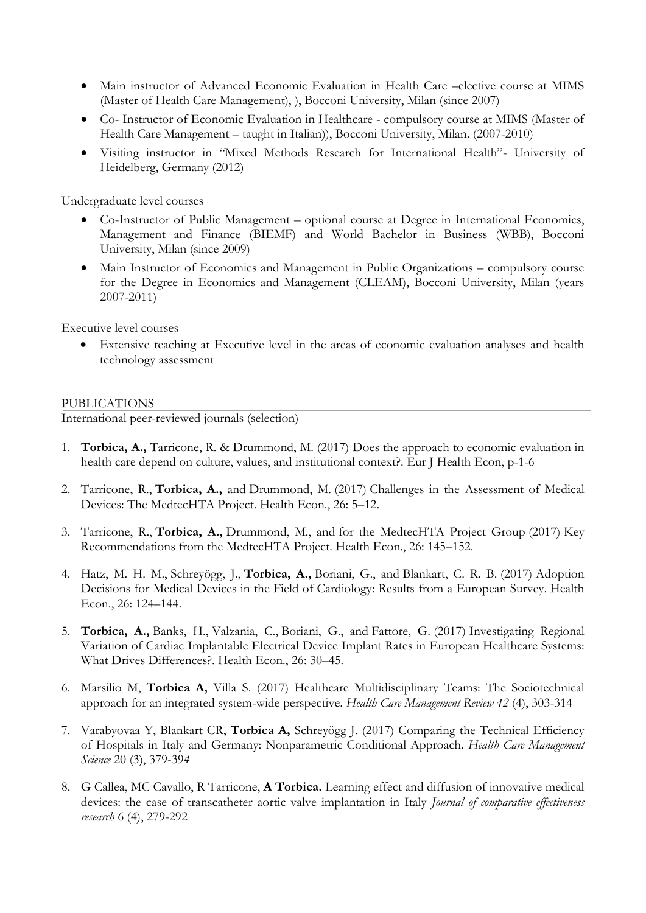- Main instructor of Advanced Economic Evaluation in Health Care –elective course at MIMS (Master of Health Care Management), ), Bocconi University, Milan (since 2007)
- Co- Instructor of Economic Evaluation in Healthcare - compulsory course at MIMS (Master of Health Care Management – taught in Italian)), Bocconi University, Milan. (2007-2010)
- Visiting instructor in "Mixed Methods Research for International Health"- University of Heidelberg, Germany (2012)

Undergraduate level courses

- Co-Instructor of Public Management – optional course at Degree in International Economics, Management and Finance (BIEMF) and World Bachelor in Business (WBB), Bocconi University, Milan (since 2009)
- Main Instructor of Economics and Management in Public Organizations – compulsory course for the Degree in Economics and Management (CLEAM), Bocconi University, Milan (years 2007-2011)

Executive level courses

- Extensive teaching at Executive level in the areas of economic evaluation analyses and health technology assessment

## PUBLICATIONS

International peer-reviewed journals (selection)

1. **Torbica, A.,** Tarricone, R. & Drummond, M. (2017) Does the approach to economic evaluation in health care depend on culture, values, and institutional context?. Eur J Health Econ, p-1-6
2. Tarricone, R., **Torbica, A.,** and Drummond, M. (2017) Challenges in the Assessment of Medical Devices: The MedtecHTA Project. Health Econ., 26: 5–12.
3. Tarricone, R., **Torbica, A.,** Drummond, M., and for the MedtecHTA Project Group (2017) Key Recommendations from the MedtecHTA Project. Health Econ., 26: 145–152.
4. Hatz, M. H. M., Schreyögg, J., **Torbica, A.,** Boriani, G., and Blankart, C. R. B. (2017) Adoption Decisions for Medical Devices in the Field of Cardiology: Results from a European Survey. Health Econ., 26: 124–144.
5. **Torbica, A.,** Banks, H., Valzania, C., Boriani, G., and Fattore, G. (2017) Investigating Regional Variation of Cardiac Implantable Electrical Device Implant Rates in European Healthcare Systems: What Drives Differences?. Health Econ., 26: 30–45.
6. Marsilio M, **Torbica A,** Villa S. (2017) Healthcare Multidisciplinary Teams: The Sociotechnical approach for an integrated system-wide perspective. *Health Care Management Review 42* (4), 303-314
7. Varabyovaa Y, Blankart CR, **Torbica A,** Schreyögg J. (2017) Comparing the Technical Efficiency of Hospitals in Italy and Germany: Nonparametric Conditional Approach. *Health Care Management Science* 20 (3), 379-394
8. G Callea, MC Cavallo, R Tarricone, **A Torbica.** Learning effect and diffusion of innovative medical devices: the case of transcatheter aortic valve implantation in Italy *Journal of comparative effectiveness research* 6 (4), 279-292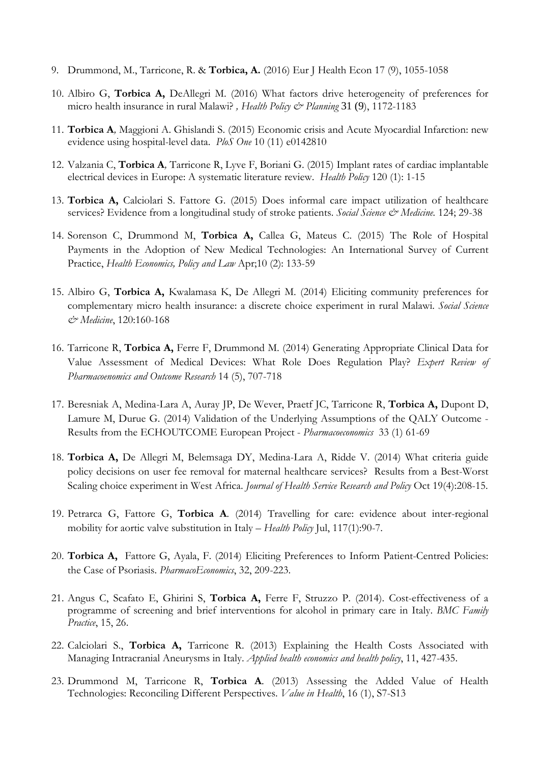9. Drummond, M., Tarricone, R. & **Torbica, A.** (2016) Eur J Health Econ 17 (9), 1055-1058

10. Albiro G, **Torbica A,** DeAllegri M. (2016) What factors drive heterogeneity of preferences for micro health insurance in rural Malawi? *, Health Policy & Planning* 31 (9), 1172-1183

11. **Torbica A***,* Maggioni A. Ghislandi S. (2015) Economic crisis and Acute Myocardial Infarction: new evidence using hospital-level data. *PloS One* 10 (11) e0142810

12. Valzania C, **Torbica A***,* Tarricone R, Lyve F, Boriani G. (2015) Implant rates of cardiac implantable electrical devices in Europe: A systematic literature review. *Health Policy* 120 (1): 1-15

13. **Torbica A,** Calciolari S. Fattore G. (2015) Does informal care impact utilization of healthcare services? Evidence from a longitudinal study of stroke patients. *Social Science & Medicine*. 124; 29-38

14. Sorenson C, Drummond M, **Torbica A,** Callea G, Mateus C. (2015) The Role of Hospital Payments in the Adoption of New Medical Technologies: An International Survey of Current Practice, *Health Economics, Policy and Law* Apr;10 (2): 133-59

15. Albiro G, **Torbica A,** Kwalamasa K, De Allegri M. (2014) Eliciting community preferences for complementary micro health insurance: a discrete choice experiment in rural Malawi. *Social Science & Medicine*, 120:160-168

16. Tarricone R, **Torbica A,** Ferre F, Drummond M. (2014) Generating Appropriate Clinical Data for Value Assessment of Medical Devices: What Role Does Regulation Play? *Expert Review of Pharmacoenomics and Outcome Research* 14 (5), 707-718

17. Beresniak A, Medina-Lara A, Auray JP, De Wever, Praetf JC, Tarricone R, **Torbica A,** Dupont D, Lamure M, Durue G. (2014) Validation of the Underlying Assumptions of the QALY Outcome - Results from the ECHOUTCOME European Project - *Pharmacoeconomics* 33 (1) 61-69

18. **Torbica A,** De Allegri M, Belemsaga DY, Medina-Lara A, Ridde V. (2014) What criteria guide policy decisions on user fee removal for maternal healthcare services? Results from a Best-Worst Scaling choice experiment in West Africa. *Journal of Health Service Research and Policy* Oct 19(4):208-15.

19. Petrarca G, Fattore G, **Torbica A**. (2014) Travelling for care: evidence about inter-regional mobility for aortic valve substitution in Italy – *Health Policy* Jul, 117(1):90-7.

20. **Torbica A,** Fattore G, Ayala, F. (2014) Eliciting Preferences to Inform Patient-Centred Policies: the Case of Psoriasis. *PharmacoEconomics*, 32, 209-223.

21. Angus C, Scafato E, Ghirini S, **Torbica A,** Ferre F, Struzzo P. (2014). Cost-effectiveness of a programme of screening and brief interventions for alcohol in primary care in Italy. *BMC Family Practice*, 15, 26.

22. Calciolari S., **Torbica A,** Tarricone R. (2013) Explaining the Health Costs Associated with Managing Intracranial Aneurysms in Italy. *Applied health economics and health policy*, 11, 427-435.

23. Drummond M, Tarricone R, **Torbica A**. (2013) Assessing the Added Value of Health Technologies: Reconciling Different Perspectives. *Value in Health*, 16 (1), S7-S13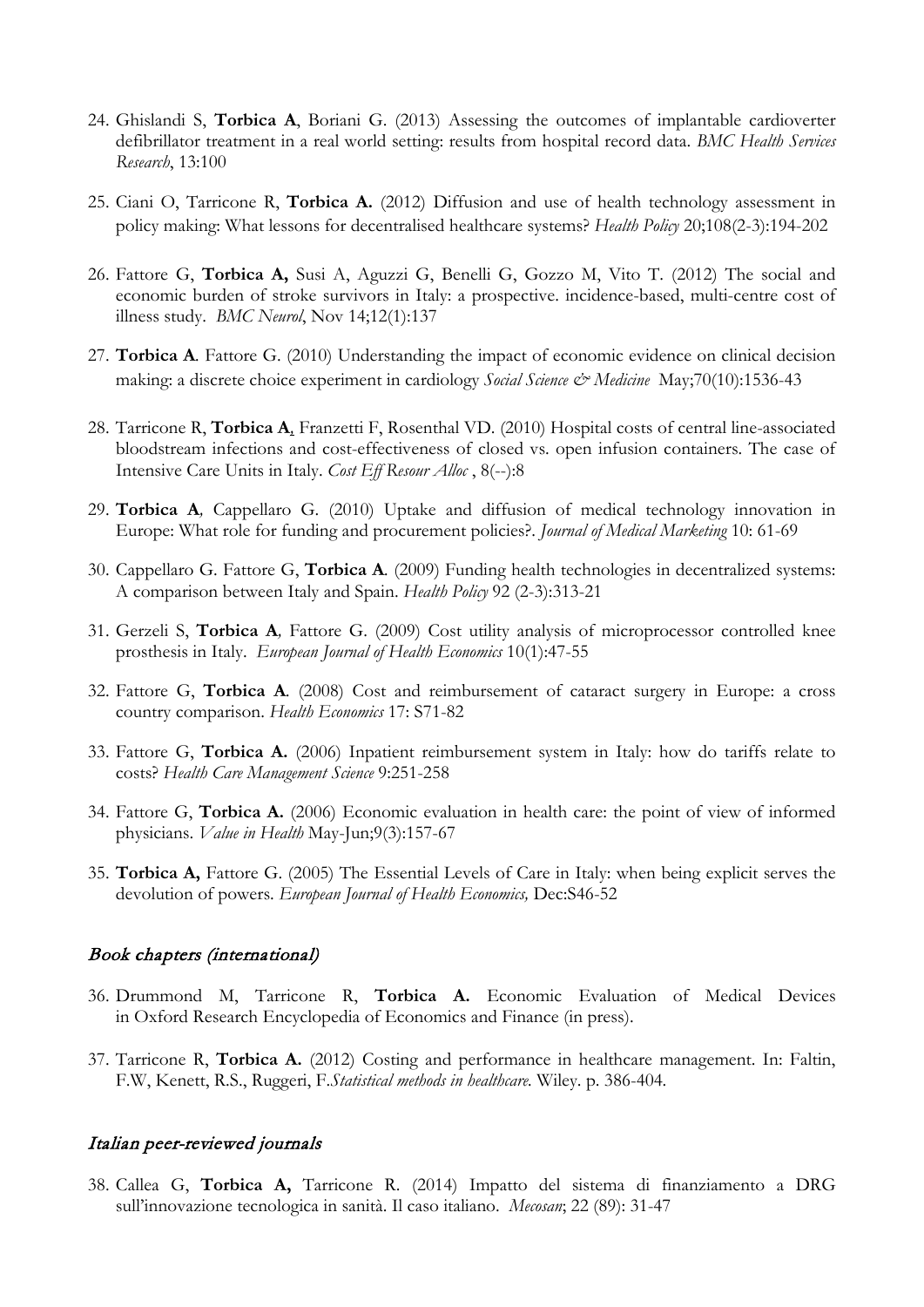24. Ghislandi S, **Torbica A**, Boriani G. (2013) Assessing the outcomes of implantable cardioverter defibrillator treatment in a real world setting: results from hospital record data. *BMC Health Services Research*, 13:100

25. Ciani O, Tarricone R, **Torbica A.** (2012) Diffusion and use of health technology assessment in policy making: What lessons for decentralised healthcare systems? *Health Policy* 20;108(2-3):194-202

26. Fattore G, **Torbica A,** Susi A, Aguzzi G, Benelli G, Gozzo M, Vito T. (2012) The social and economic burden of stroke survivors in Italy: a prospective. incidence-based, multi-centre cost of illness study. *BMC Neurol*, Nov 14;12(1):137

27. **Torbica A**. Fattore G. (2010) Understanding the impact of economic evidence on clinical decision making: a discrete choice experiment in cardiology *Social Science & Medicine* May;70(10):1536-43

28. Tarricone R, **Torbica A,** Franzetti F, Rosenthal VD. (2010) Hospital costs of central line-associated bloodstream infections and cost-effectiveness of closed vs. open infusion containers. The case of Intensive Care Units in Italy. *Cost Eff Resour Alloc* , 8(--):8

29. **Torbica A***,* Cappellaro G. (2010) Uptake and diffusion of medical technology innovation in Europe: What role for funding and procurement policies?. *Journal of Medical Marketing* 10: 61-69

30. Cappellaro G. Fattore G, **Torbica A**. (2009) Funding health technologies in decentralized systems: A comparison between Italy and Spain. *Health Policy* 92 (2-3):313-21

31. Gerzeli S, **Torbica A***,* Fattore G. (2009) Cost utility analysis of microprocessor controlled knee prosthesis in Italy. *European Journal of Health Economics* 10(1):47-55

32. Fattore G, **Torbica A**. (2008) Cost and reimbursement of cataract surgery in Europe: a cross country comparison. *Health Economics* 17: S71-82

33. Fattore G, **Torbica A.** (2006) Inpatient reimbursement system in Italy: how do tariffs relate to costs? *Health Care Management Science* 9:251-258

34. Fattore G, **Torbica A.** (2006) Economic evaluation in health care: the point of view of informed physicians. *Value in Health* May-Jun;9(3):157-67

35. **Torbica A,** Fattore G. (2005) The Essential Levels of Care in Italy: when being explicit serves the devolution of powers. *European Journal of Health Economics,* Dec:S46-52

### *Book chapters (international)*

36. Drummond M, Tarricone R, **Torbica A.** Economic Evaluation of Medical Devices in Oxford Research Encyclopedia of Economics and Finance (in press).

37. Tarricone R, **Torbica A.** (2012) Costing and performance in healthcare management. In: Faltin, F.W, Kenett, R.S., Ruggeri, F.*Statistical methods in healthcare.* Wiley. p. 386-404.

### *Italian peer-reviewed journals*

38. Callea G, **Torbica A,** Tarricone R. (2014) Impatto del sistema di finanziamento a DRG sull'innovazione tecnologica in sanità. Il caso italiano. *Mecosan*; 22 (89): 31-47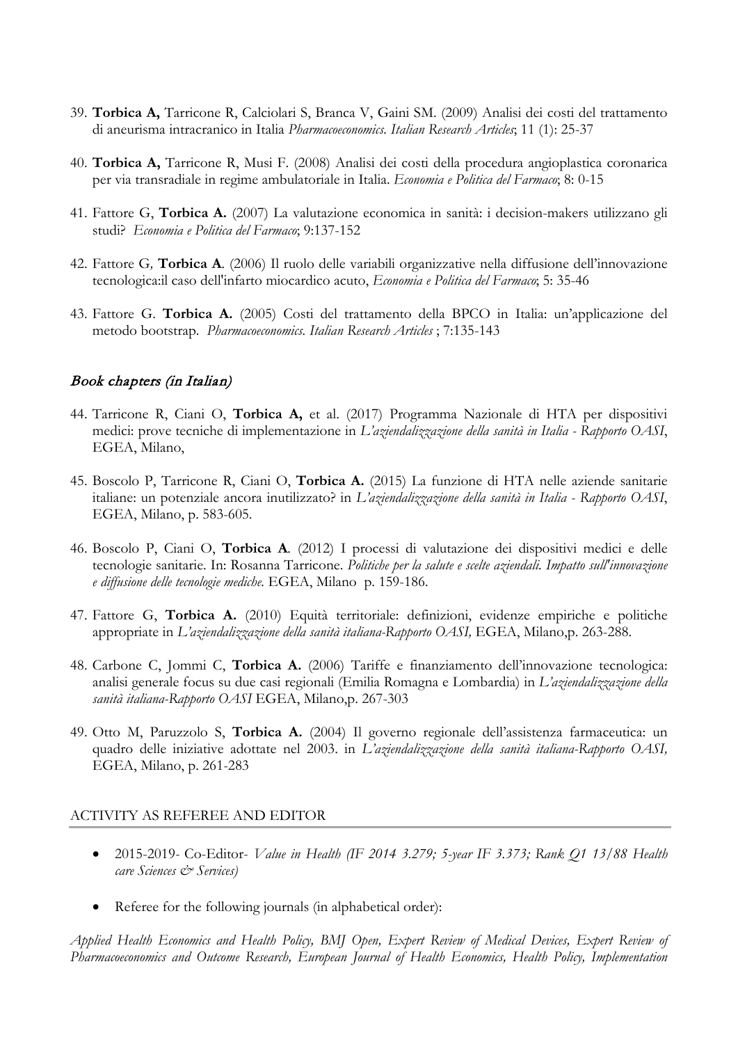39. **Torbica A,** Tarricone R, Calciolari S, Branca V, Gaini SM. (2009) Analisi dei costi del trattamento di aneurisma intracranico in Italia *Pharmacoeconomics. Italian Research Articles*; 11 (1): 25-37

40. **Torbica A,** Tarricone R, Musi F. (2008) Analisi dei costi della procedura angioplastica coronarica per via transradiale in regime ambulatoriale in Italia. *Economia e Politica del Farmaco*; 8: 0-15

41. Fattore G, **Torbica A.** (2007) La valutazione economica in sanità: i decision-makers utilizzano gli studi? *Economia e Politica del Farmaco*; 9:137-152

42. Fattore G*,* **Torbica A**. (2006) Il ruolo delle variabili organizzative nella diffusione dell'innovazione tecnologica:il caso dell'infarto miocardico acuto, *Economia e Politica del Farmaco*; 5: 35-46

43. Fattore G. **Torbica A.** (2005) Costi del trattamento della BPCO in Italia: un'applicazione del metodo bootstrap. *Pharmacoeconomics. Italian Research Articles* ; 7:135-143

### *Book chapters (in Italian)*

44. Tarricone R, Ciani O, **Torbica A,** et al. (2017) Programma Nazionale di HTA per dispositivi medici: prove tecniche di implementazione in *L'aziendalizzazione della sanità in Italia - Rapporto OASI*, EGEA, Milano,

45. Boscolo P, Tarricone R, Ciani O, **Torbica A.** (2015) La funzione di HTA nelle aziende sanitarie italiane: un potenziale ancora inutilizzato? in *L'aziendalizzazione della sanità in Italia - Rapporto OASI*, EGEA, Milano, p. 583-605.

46. Boscolo P, Ciani O, **Torbica A**. (2012) I processi di valutazione dei dispositivi medici e delle tecnologie sanitarie. In: Rosanna Tarricone. *Politiche per la salute e scelte aziendali. Impatto sull'innovazione e diffusione delle tecnologie mediche.* EGEA, Milano p. 159-186.

47. Fattore G, **Torbica A.** (2010) Equità territoriale: definizioni, evidenze empiriche e politiche appropriate in *L'aziendalizzazione della sanità italiana-Rapporto OASI,* EGEA, Milano,p. 263-288.

48. Carbone C, Jommi C, **Torbica A.** (2006) Tariffe e finanziamento dell'innovazione tecnologica: analisi generale focus su due casi regionali (Emilia Romagna e Lombardia) in *L'aziendalizzazione della sanità italiana-Rapporto OASI* EGEA, Milano,p. 267-303

49. Otto M, Paruzzolo S, **Torbica A.** (2004) Il governo regionale dell'assistenza farmaceutica: un quadro delle iniziative adottate nel 2003. in *L'aziendalizzazione della sanità italiana-Rapporto OASI,* EGEA, Milano, p. 261-283

## ACTIVITY AS REFEREE AND EDITOR

- 2015-2019- Co-Editor- *Value in Health (IF 2014 3.279; 5-year IF 3.373; Rank Q1 13/88 Health care Sciences & Services)*

- Referee for the following journals (in alphabetical order):

*Applied Health Economics and Health Policy, BMJ Open, Expert Review of Medical Devices, Expert Review of Pharmacoeconomics and Outcome Research, European Journal of Health Economics, Health Policy, Implementation*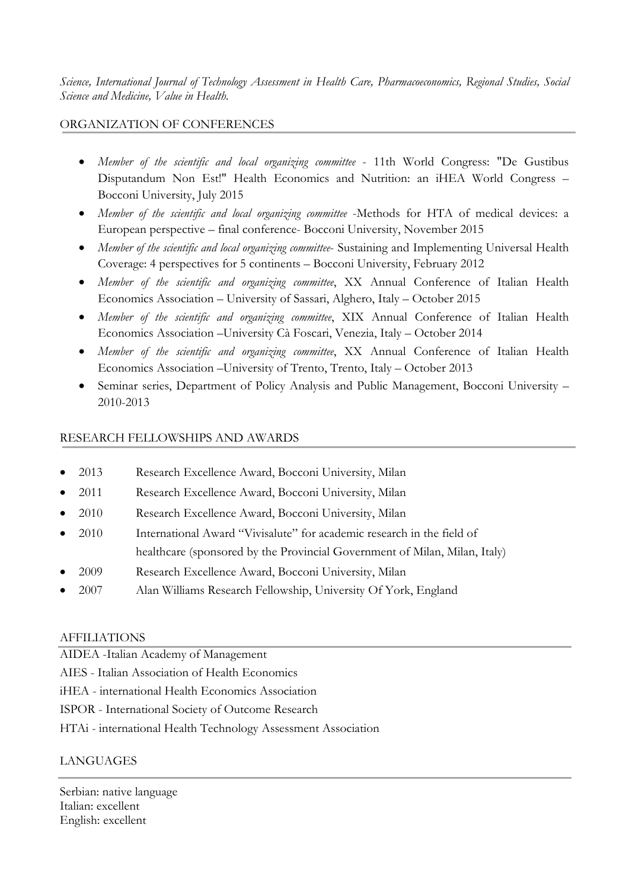*Science, International Journal of Technology Assessment in Health Care, Pharmacoeconomics, Regional Studies, Social Science and Medicine, Value in Health.*

## ORGANIZATION OF CONFERENCES

- *Member of the scientific and local organizing committee* - 11th World Congress: "De Gustibus Disputandum Non Est!" Health Economics and Nutrition: an iHEA World Congress – Bocconi University, July 2015
- *Member of the scientific and local organizing committee* -Methods for HTA of medical devices: a European perspective – final conference- Bocconi University, November 2015
- *Member of the scientific and local organizing committee*- Sustaining and Implementing Universal Health Coverage: 4 perspectives for 5 continents – Bocconi University, February 2012
- *Member of the scientific and organizing committee*, XX Annual Conference of Italian Health Economics Association – University of Sassari, Alghero, Italy – October 2015
- *Member of the scientific and organizing committee*, XIX Annual Conference of Italian Health Economics Association –University Cà Foscari, Venezia, Italy – October 2014
- *Member of the scientific and organizing committee*, XX Annual Conference of Italian Health Economics Association –University of Trento, Trento, Italy – October 2013
- Seminar series, Department of Policy Analysis and Public Management, Bocconi University – 2010-2013

## RESEARCH FELLOWSHIPS AND AWARDS

- 2013 Research Excellence Award, Bocconi University, Milan
- 2011 Research Excellence Award, Bocconi University, Milan
- 2010 Research Excellence Award, Bocconi University, Milan
- 2010 International Award "Vivisalute" for academic research in the field of healthcare (sponsored by the Provincial Government of Milan, Milan, Italy)
- 2009 Research Excellence Award, Bocconi University, Milan
- 2007 Alan Williams Research Fellowship, University Of York, England

## AFFILIATIONS

AIDEA -Italian Academy of Management

AIES - Italian Association of Health Economics

iHEA - international Health Economics Association

ISPOR - International Society of Outcome Research

HTAi - international Health Technology Assessment Association

## LANGUAGES

Serbian: native language
Italian: excellent
English: excellent